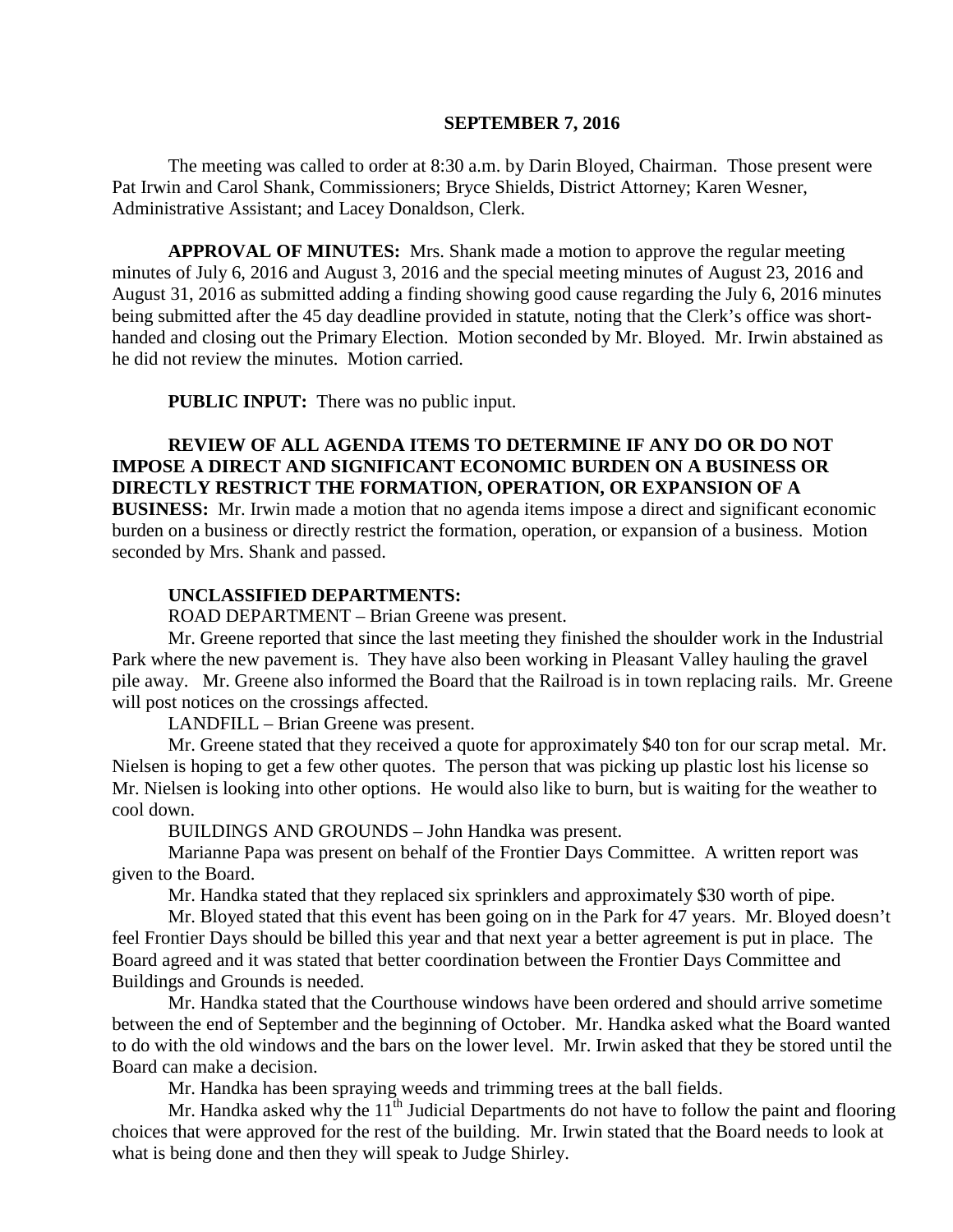**SEPTEMBER 7, 2016**

The meeting was called to order at 8:30 a.m. by Darin Bloyed, Chairman. Those present were Pat Irwin and Carol Shank, Commissioners; Bryce Shields, District Attorney; Karen Wesner, Administrative Assistant; and Lacey Donaldson, Clerk.

**APPROVAL OF MINUTES:** Mrs. Shank made a motion to approve the regular meeting minutes of July 6, 2016 and August 3, 2016 and the special meeting minutes of August 23, 2016 and August 31, 2016 as submitted adding a finding showing good cause regarding the July 6, 2016 minutes being submitted after the 45 day deadline provided in statute, noting that the Clerk's office was short-handed and closing out the Primary Election. Motion seconded by Mr. Bloyed. Mr. Irwin abstained as he did not review the minutes. Motion carried.

**PUBLIC INPUT:** There was no public input.

**REVIEW OF ALL AGENDA ITEMS TO DETERMINE IF ANY DO OR DO NOT IMPOSE A DIRECT AND SIGNIFICANT ECONOMIC BURDEN ON A BUSINESS OR DIRECTLY RESTRICT THE FORMATION, OPERATION, OR EXPANSION OF A BUSINESS:** Mr. Irwin made a motion that no agenda items impose a direct and significant economic burden on a business or directly restrict the formation, operation, or expansion of a business. Motion seconded by Mrs. Shank and passed.

**UNCLASSIFIED DEPARTMENTS:**

ROAD DEPARTMENT – Brian Greene was present.

Mr. Greene reported that since the last meeting they finished the shoulder work in the Industrial Park where the new pavement is. They have also been working in Pleasant Valley hauling the gravel pile away. Mr. Greene also informed the Board that the Railroad is in town replacing rails. Mr. Greene will post notices on the crossings affected.

LANDFILL – Brian Greene was present.

Mr. Greene stated that they received a quote for approximately $40 ton for our scrap metal. Mr. Nielsen is hoping to get a few other quotes. The person that was picking up plastic lost his license so Mr. Nielsen is looking into other options. He would also like to burn, but is waiting for the weather to cool down.

BUILDINGS AND GROUNDS – John Handka was present.

Marianne Papa was present on behalf of the Frontier Days Committee. A written report was given to the Board.

Mr. Handka stated that they replaced six sprinklers and approximately $30 worth of pipe.

Mr. Bloyed stated that this event has been going on in the Park for 47 years. Mr. Bloyed doesn't feel Frontier Days should be billed this year and that next year a better agreement is put in place. The Board agreed and it was stated that better coordination between the Frontier Days Committee and Buildings and Grounds is needed.

Mr. Handka stated that the Courthouse windows have been ordered and should arrive sometime between the end of September and the beginning of October. Mr. Handka asked what the Board wanted to do with the old windows and the bars on the lower level. Mr. Irwin asked that they be stored until the Board can make a decision.

Mr. Handka has been spraying weeds and trimming trees at the ball fields.

Mr. Handka asked why the 11th Judicial Departments do not have to follow the paint and flooring choices that were approved for the rest of the building. Mr. Irwin stated that the Board needs to look at what is being done and then they will speak to Judge Shirley.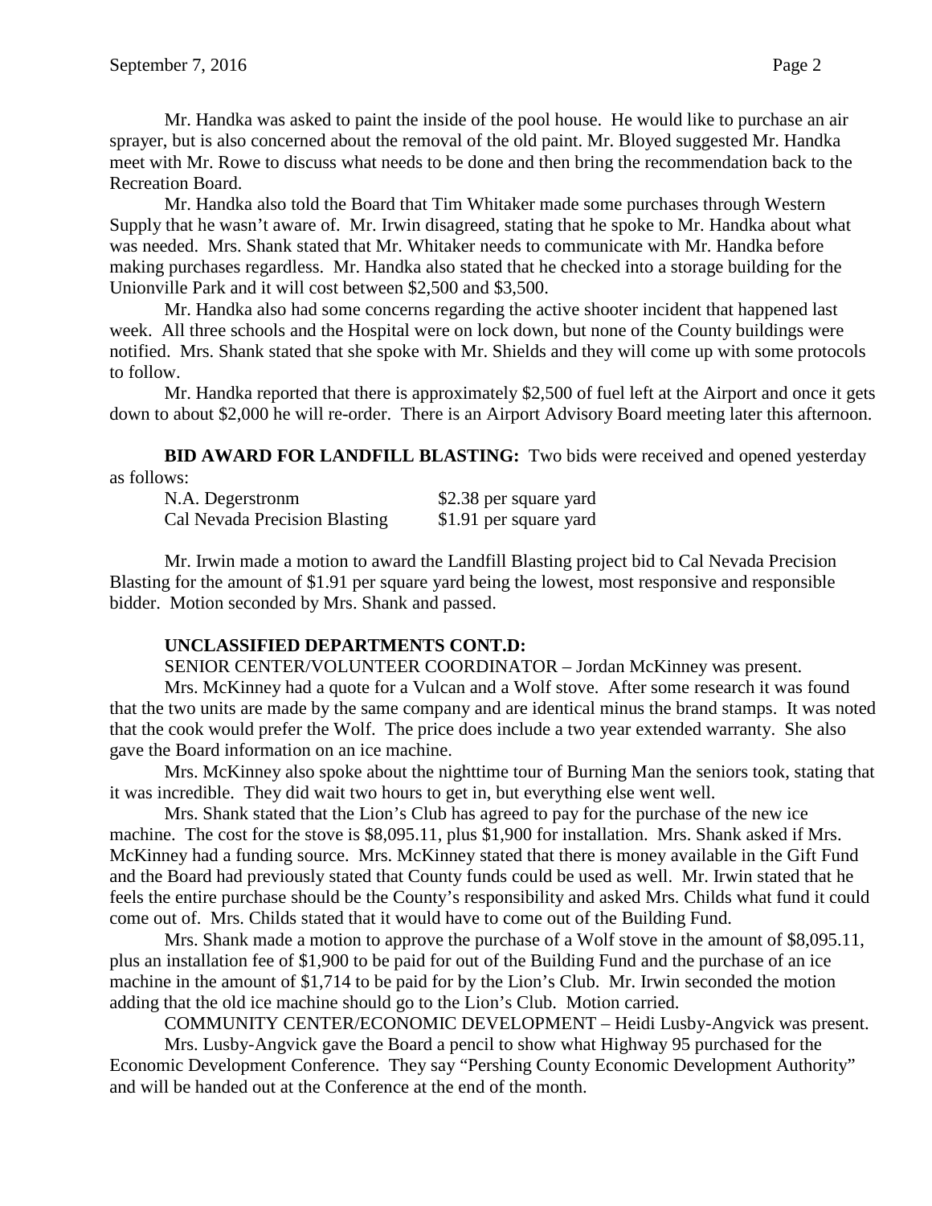Mr. Handka was asked to paint the inside of the pool house. He would like to purchase an air sprayer, but is also concerned about the removal of the old paint. Mr. Bloyed suggested Mr. Handka meet with Mr. Rowe to discuss what needs to be done and then bring the recommendation back to the Recreation Board.

Mr. Handka also told the Board that Tim Whitaker made some purchases through Western Supply that he wasn't aware of. Mr. Irwin disagreed, stating that he spoke to Mr. Handka about what was needed. Mrs. Shank stated that Mr. Whitaker needs to communicate with Mr. Handka before making purchases regardless. Mr. Handka also stated that he checked into a storage building for the Unionville Park and it will cost between $2,500 and $3,500.

Mr. Handka also had some concerns regarding the active shooter incident that happened last week. All three schools and the Hospital were on lock down, but none of the County buildings were notified. Mrs. Shank stated that she spoke with Mr. Shields and they will come up with some protocols to follow.

Mr. Handka reported that there is approximately $2,500 of fuel left at the Airport and once it gets down to about $2,000 he will re-order. There is an Airport Advisory Board meeting later this afternoon.

**BID AWARD FOR LANDFILL BLASTING:** Two bids were received and opened yesterday as follows:

| | |
|---|---|
| N.A. Degerstronm | $2.38 per square yard |
| Cal Nevada Precision Blasting | $1.91 per square yard |

Mr. Irwin made a motion to award the Landfill Blasting project bid to Cal Nevada Precision Blasting for the amount of $1.91 per square yard being the lowest, most responsive and responsible bidder. Motion seconded by Mrs. Shank and passed.

**UNCLASSIFIED DEPARTMENTS CONT.D:**

SENIOR CENTER/VOLUNTEER COORDINATOR – Jordan McKinney was present.

Mrs. McKinney had a quote for a Vulcan and a Wolf stove. After some research it was found that the two units are made by the same company and are identical minus the brand stamps. It was noted that the cook would prefer the Wolf. The price does include a two year extended warranty. She also gave the Board information on an ice machine.

Mrs. McKinney also spoke about the nighttime tour of Burning Man the seniors took, stating that it was incredible. They did wait two hours to get in, but everything else went well.

Mrs. Shank stated that the Lion's Club has agreed to pay for the purchase of the new ice machine. The cost for the stove is $8,095.11, plus $1,900 for installation. Mrs. Shank asked if Mrs. McKinney had a funding source. Mrs. McKinney stated that there is money available in the Gift Fund and the Board had previously stated that County funds could be used as well. Mr. Irwin stated that he feels the entire purchase should be the County's responsibility and asked Mrs. Childs what fund it could come out of. Mrs. Childs stated that it would have to come out of the Building Fund.

Mrs. Shank made a motion to approve the purchase of a Wolf stove in the amount of $8,095.11, plus an installation fee of $1,900 to be paid for out of the Building Fund and the purchase of an ice machine in the amount of $1,714 to be paid for by the Lion's Club. Mr. Irwin seconded the motion adding that the old ice machine should go to the Lion's Club. Motion carried.

COMMUNITY CENTER/ECONOMIC DEVELOPMENT – Heidi Lusby-Angvick was present.

Mrs. Lusby-Angvick gave the Board a pencil to show what Highway 95 purchased for the Economic Development Conference. They say "Pershing County Economic Development Authority" and will be handed out at the Conference at the end of the month.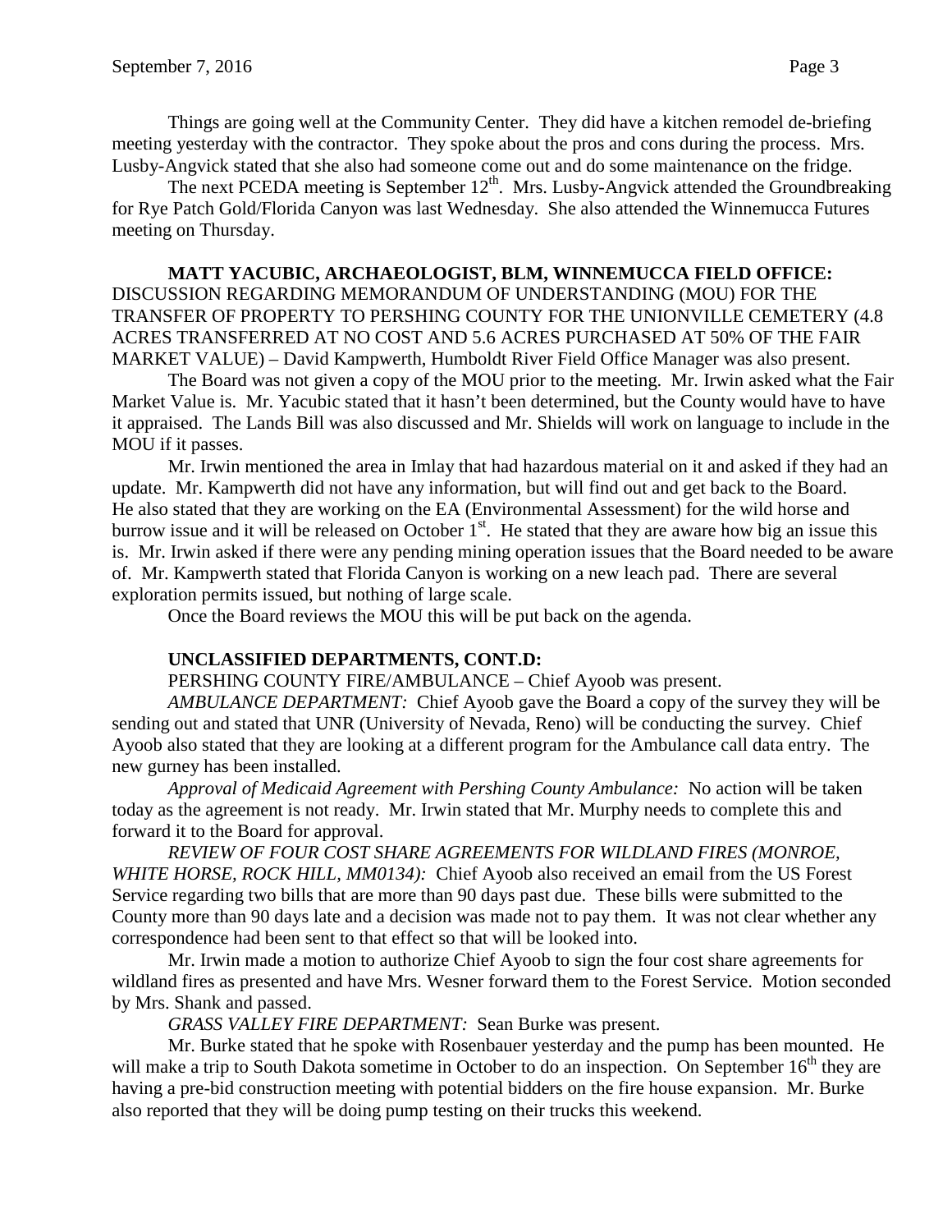Things are going well at the Community Center. They did have a kitchen remodel de-briefing meeting yesterday with the contractor. They spoke about the pros and cons during the process. Mrs. Lusby-Angvick stated that she also had someone come out and do some maintenance on the fridge.

The next PCEDA meeting is September 12th. Mrs. Lusby-Angvick attended the Groundbreaking for Rye Patch Gold/Florida Canyon was last Wednesday. She also attended the Winnemucca Futures meeting on Thursday.

**MATT YACUBIC, ARCHAEOLOGIST, BLM, WINNEMUCCA FIELD OFFICE:** DISCUSSION REGARDING MEMORANDUM OF UNDERSTANDING (MOU) FOR THE TRANSFER OF PROPERTY TO PERSHING COUNTY FOR THE UNIONVILLE CEMETERY (4.8 ACRES TRANSFERRED AT NO COST AND 5.6 ACRES PURCHASED AT 50% OF THE FAIR MARKET VALUE) – David Kampwerth, Humboldt River Field Office Manager was also present.

The Board was not given a copy of the MOU prior to the meeting. Mr. Irwin asked what the Fair Market Value is. Mr. Yacubic stated that it hasn't been determined, but the County would have to have it appraised. The Lands Bill was also discussed and Mr. Shields will work on language to include in the MOU if it passes.

Mr. Irwin mentioned the area in Imlay that had hazardous material on it and asked if they had an update. Mr. Kampwerth did not have any information, but will find out and get back to the Board. He also stated that they are working on the EA (Environmental Assessment) for the wild horse and burrow issue and it will be released on October 1st. He stated that they are aware how big an issue this is. Mr. Irwin asked if there were any pending mining operation issues that the Board needed to be aware of. Mr. Kampwerth stated that Florida Canyon is working on a new leach pad. There are several exploration permits issued, but nothing of large scale.

Once the Board reviews the MOU this will be put back on the agenda.

**UNCLASSIFIED DEPARTMENTS, CONT.D:**

PERSHING COUNTY FIRE/AMBULANCE – Chief Ayoob was present.

*AMBULANCE DEPARTMENT:* Chief Ayoob gave the Board a copy of the survey they will be sending out and stated that UNR (University of Nevada, Reno) will be conducting the survey. Chief Ayoob also stated that they are looking at a different program for the Ambulance call data entry. The new gurney has been installed.

*Approval of Medicaid Agreement with Pershing County Ambulance:* No action will be taken today as the agreement is not ready. Mr. Irwin stated that Mr. Murphy needs to complete this and forward it to the Board for approval.

*REVIEW OF FOUR COST SHARE AGREEMENTS FOR WILDLAND FIRES (MONROE, WHITE HORSE, ROCK HILL, MM0134):* Chief Ayoob also received an email from the US Forest Service regarding two bills that are more than 90 days past due. These bills were submitted to the County more than 90 days late and a decision was made not to pay them. It was not clear whether any correspondence had been sent to that effect so that will be looked into.

Mr. Irwin made a motion to authorize Chief Ayoob to sign the four cost share agreements for wildland fires as presented and have Mrs. Wesner forward them to the Forest Service. Motion seconded by Mrs. Shank and passed.

*GRASS VALLEY FIRE DEPARTMENT:* Sean Burke was present.

Mr. Burke stated that he spoke with Rosenbauer yesterday and the pump has been mounted. He will make a trip to South Dakota sometime in October to do an inspection. On September 16th they are having a pre-bid construction meeting with potential bidders on the fire house expansion. Mr. Burke also reported that they will be doing pump testing on their trucks this weekend.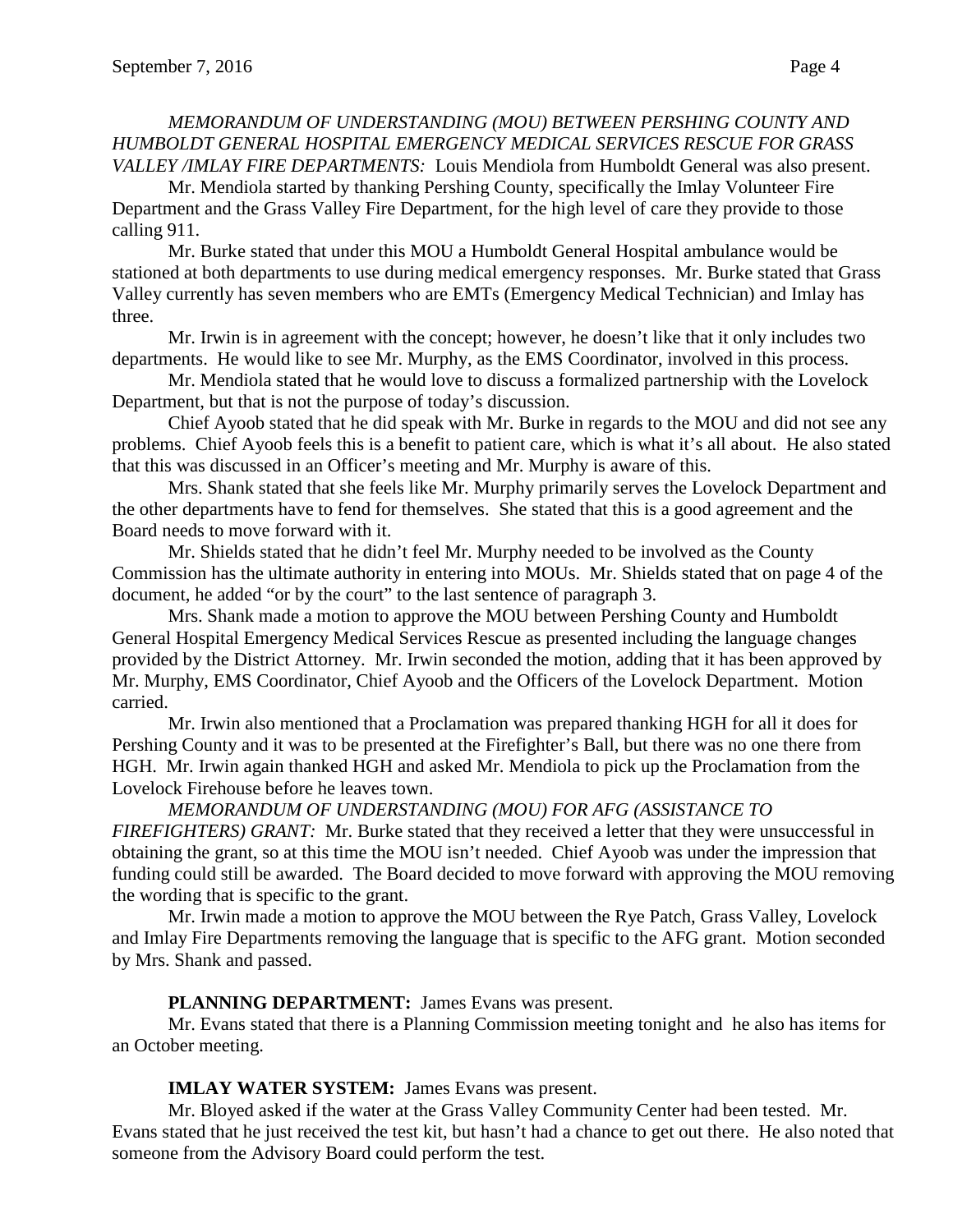*MEMORANDUM OF UNDERSTANDING (MOU) BETWEEN PERSHING COUNTY AND HUMBOLDT GENERAL HOSPITAL EMERGENCY MEDICAL SERVICES RESCUE FOR GRASS VALLEY /IMLAY FIRE DEPARTMENTS:* Louis Mendiola from Humboldt General was also present.

Mr. Mendiola started by thanking Pershing County, specifically the Imlay Volunteer Fire Department and the Grass Valley Fire Department, for the high level of care they provide to those calling 911.

Mr. Burke stated that under this MOU a Humboldt General Hospital ambulance would be stationed at both departments to use during medical emergency responses. Mr. Burke stated that Grass Valley currently has seven members who are EMTs (Emergency Medical Technician) and Imlay has three.

Mr. Irwin is in agreement with the concept; however, he doesn't like that it only includes two departments. He would like to see Mr. Murphy, as the EMS Coordinator, involved in this process.

Mr. Mendiola stated that he would love to discuss a formalized partnership with the Lovelock Department, but that is not the purpose of today's discussion.

Chief Ayoob stated that he did speak with Mr. Burke in regards to the MOU and did not see any problems. Chief Ayoob feels this is a benefit to patient care, which is what it's all about. He also stated that this was discussed in an Officer's meeting and Mr. Murphy is aware of this.

Mrs. Shank stated that she feels like Mr. Murphy primarily serves the Lovelock Department and the other departments have to fend for themselves. She stated that this is a good agreement and the Board needs to move forward with it.

Mr. Shields stated that he didn't feel Mr. Murphy needed to be involved as the County Commission has the ultimate authority in entering into MOUs. Mr. Shields stated that on page 4 of the document, he added "or by the court" to the last sentence of paragraph 3.

Mrs. Shank made a motion to approve the MOU between Pershing County and Humboldt General Hospital Emergency Medical Services Rescue as presented including the language changes provided by the District Attorney. Mr. Irwin seconded the motion, adding that it has been approved by Mr. Murphy, EMS Coordinator, Chief Ayoob and the Officers of the Lovelock Department. Motion carried.

Mr. Irwin also mentioned that a Proclamation was prepared thanking HGH for all it does for Pershing County and it was to be presented at the Firefighter's Ball, but there was no one there from HGH. Mr. Irwin again thanked HGH and asked Mr. Mendiola to pick up the Proclamation from the Lovelock Firehouse before he leaves town.

*MEMORANDUM OF UNDERSTANDING (MOU) FOR AFG (ASSISTANCE TO FIREFIGHTERS) GRANT:* Mr. Burke stated that they received a letter that they were unsuccessful in obtaining the grant, so at this time the MOU isn't needed. Chief Ayoob was under the impression that funding could still be awarded. The Board decided to move forward with approving the MOU removing the wording that is specific to the grant.

Mr. Irwin made a motion to approve the MOU between the Rye Patch, Grass Valley, Lovelock and Imlay Fire Departments removing the language that is specific to the AFG grant. Motion seconded by Mrs. Shank and passed.

**PLANNING DEPARTMENT:** James Evans was present.

Mr. Evans stated that there is a Planning Commission meeting tonight and he also has items for an October meeting.

**IMLAY WATER SYSTEM:** James Evans was present.

Mr. Bloyed asked if the water at the Grass Valley Community Center had been tested. Mr. Evans stated that he just received the test kit, but hasn't had a chance to get out there. He also noted that someone from the Advisory Board could perform the test.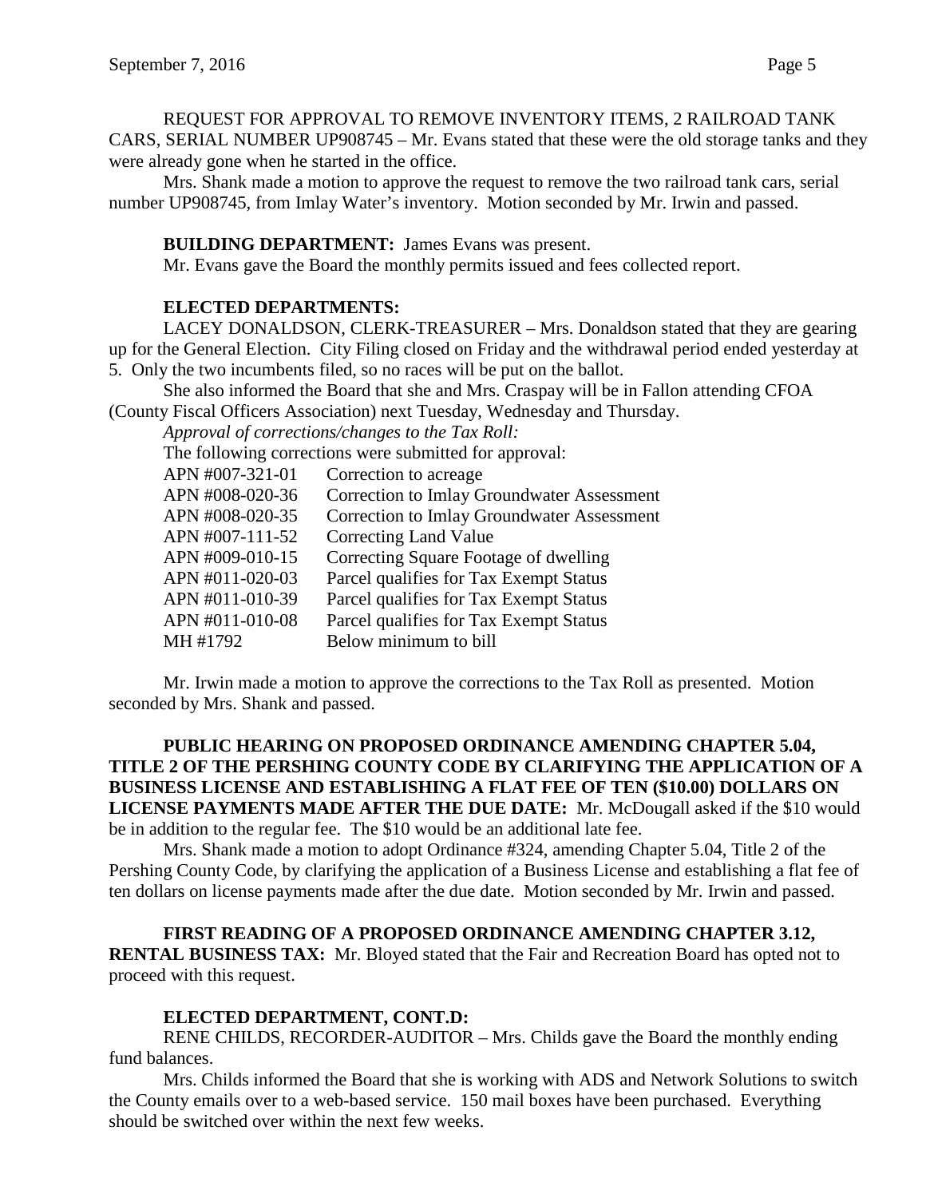REQUEST FOR APPROVAL TO REMOVE INVENTORY ITEMS, 2 RAILROAD TANK CARS, SERIAL NUMBER UP908745 – Mr. Evans stated that these were the old storage tanks and they were already gone when he started in the office.

Mrs. Shank made a motion to approve the request to remove the two railroad tank cars, serial number UP908745, from Imlay Water's inventory. Motion seconded by Mr. Irwin and passed.

**BUILDING DEPARTMENT:** James Evans was present.

Mr. Evans gave the Board the monthly permits issued and fees collected report.

**ELECTED DEPARTMENTS:**

LACEY DONALDSON, CLERK-TREASURER – Mrs. Donaldson stated that they are gearing up for the General Election. City Filing closed on Friday and the withdrawal period ended yesterday at 5. Only the two incumbents filed, so no races will be put on the ballot.

She also informed the Board that she and Mrs. Craspay will be in Fallon attending CFOA (County Fiscal Officers Association) next Tuesday, Wednesday and Thursday.

*Approval of corrections/changes to the Tax Roll:*

The following corrections were submitted for approval:

| | |
|---|---|
| APN #007-321-01 | Correction to acreage |
| APN #008-020-36 | Correction to Imlay Groundwater Assessment |
| APN #008-020-35 | Correction to Imlay Groundwater Assessment |
| APN #007-111-52 | Correcting Land Value |
| APN #009-010-15 | Correcting Square Footage of dwelling |
| APN #011-020-03 | Parcel qualifies for Tax Exempt Status |
| APN #011-010-39 | Parcel qualifies for Tax Exempt Status |
| APN #011-010-08 | Parcel qualifies for Tax Exempt Status |
| MH #1792 | Below minimum to bill |

Mr. Irwin made a motion to approve the corrections to the Tax Roll as presented. Motion seconded by Mrs. Shank and passed.

**PUBLIC HEARING ON PROPOSED ORDINANCE AMENDING CHAPTER 5.04, TITLE 2 OF THE PERSHING COUNTY CODE BY CLARIFYING THE APPLICATION OF A BUSINESS LICENSE AND ESTABLISHING A FLAT FEE OF TEN ($10.00) DOLLARS ON LICENSE PAYMENTS MADE AFTER THE DUE DATE:** Mr. McDougall asked if the $10 would be in addition to the regular fee. The $10 would be an additional late fee.

Mrs. Shank made a motion to adopt Ordinance #324, amending Chapter 5.04, Title 2 of the Pershing County Code, by clarifying the application of a Business License and establishing a flat fee of ten dollars on license payments made after the due date. Motion seconded by Mr. Irwin and passed.

**FIRST READING OF A PROPOSED ORDINANCE AMENDING CHAPTER 3.12, RENTAL BUSINESS TAX:** Mr. Bloyed stated that the Fair and Recreation Board has opted not to proceed with this request.

**ELECTED DEPARTMENT, CONT.D:**

RENE CHILDS, RECORDER-AUDITOR – Mrs. Childs gave the Board the monthly ending fund balances.

Mrs. Childs informed the Board that she is working with ADS and Network Solutions to switch the County emails over to a web-based service. 150 mail boxes have been purchased. Everything should be switched over within the next few weeks.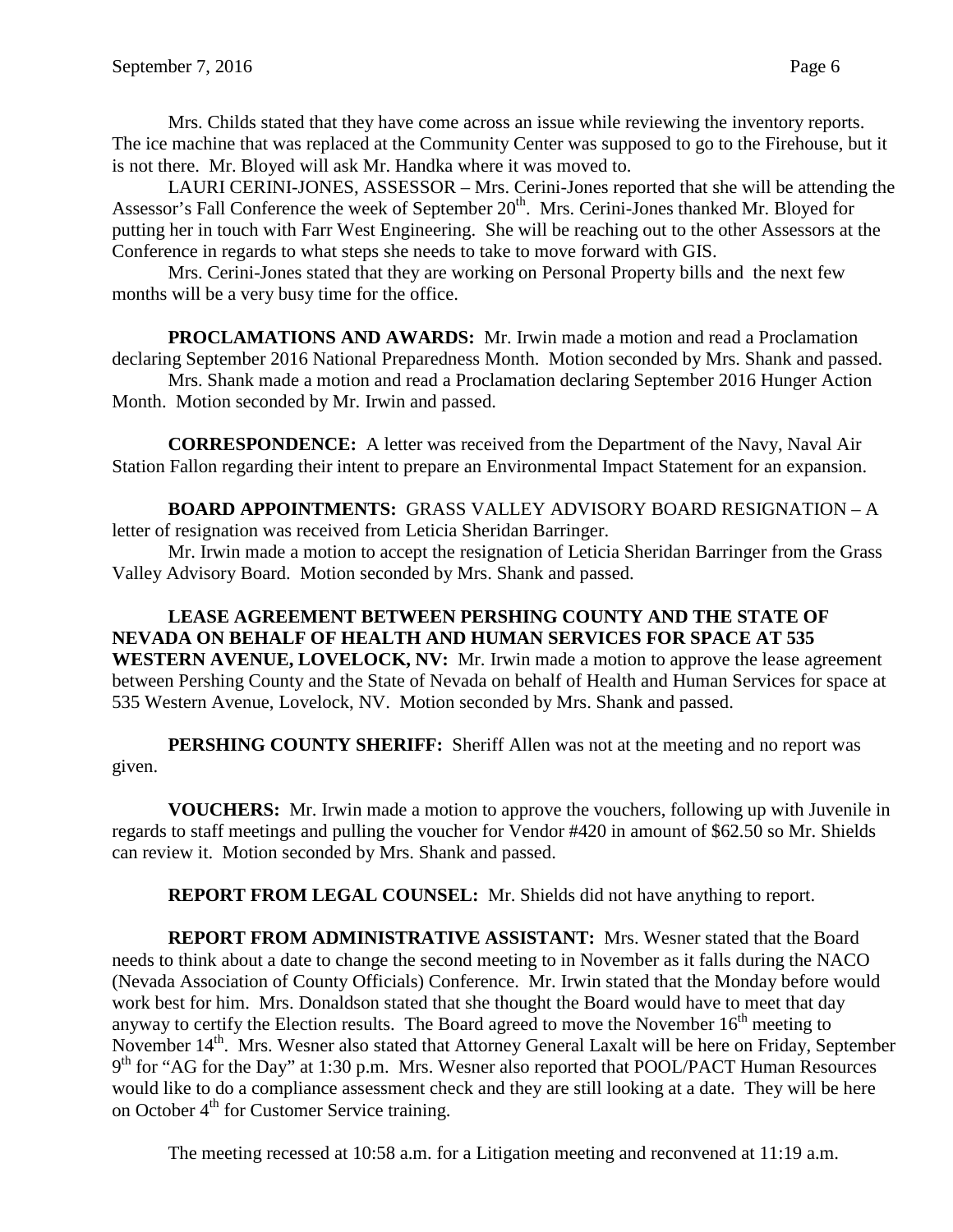Mrs. Childs stated that they have come across an issue while reviewing the inventory reports. The ice machine that was replaced at the Community Center was supposed to go to the Firehouse, but it is not there. Mr. Bloyed will ask Mr. Handka where it was moved to.

LAURI CERINI-JONES, ASSESSOR – Mrs. Cerini-Jones reported that she will be attending the Assessor's Fall Conference the week of September 20th. Mrs. Cerini-Jones thanked Mr. Bloyed for putting her in touch with Farr West Engineering. She will be reaching out to the other Assessors at the Conference in regards to what steps she needs to take to move forward with GIS.

Mrs. Cerini-Jones stated that they are working on Personal Property bills and the next few months will be a very busy time for the office.

**PROCLAMATIONS AND AWARDS:** Mr. Irwin made a motion and read a Proclamation declaring September 2016 National Preparedness Month. Motion seconded by Mrs. Shank and passed.

Mrs. Shank made a motion and read a Proclamation declaring September 2016 Hunger Action Month. Motion seconded by Mr. Irwin and passed.

**CORRESPONDENCE:** A letter was received from the Department of the Navy, Naval Air Station Fallon regarding their intent to prepare an Environmental Impact Statement for an expansion.

**BOARD APPOINTMENTS:** GRASS VALLEY ADVISORY BOARD RESIGNATION – A letter of resignation was received from Leticia Sheridan Barringer.

Mr. Irwin made a motion to accept the resignation of Leticia Sheridan Barringer from the Grass Valley Advisory Board. Motion seconded by Mrs. Shank and passed.

**LEASE AGREEMENT BETWEEN PERSHING COUNTY AND THE STATE OF NEVADA ON BEHALF OF HEALTH AND HUMAN SERVICES FOR SPACE AT 535 WESTERN AVENUE, LOVELOCK, NV:** Mr. Irwin made a motion to approve the lease agreement between Pershing County and the State of Nevada on behalf of Health and Human Services for space at 535 Western Avenue, Lovelock, NV. Motion seconded by Mrs. Shank and passed.

**PERSHING COUNTY SHERIFF:** Sheriff Allen was not at the meeting and no report was given.

**VOUCHERS:** Mr. Irwin made a motion to approve the vouchers, following up with Juvenile in regards to staff meetings and pulling the voucher for Vendor #420 in amount of $62.50 so Mr. Shields can review it. Motion seconded by Mrs. Shank and passed.

**REPORT FROM LEGAL COUNSEL:** Mr. Shields did not have anything to report.

**REPORT FROM ADMINISTRATIVE ASSISTANT:** Mrs. Wesner stated that the Board needs to think about a date to change the second meeting to in November as it falls during the NACO (Nevada Association of County Officials) Conference. Mr. Irwin stated that the Monday before would work best for him. Mrs. Donaldson stated that she thought the Board would have to meet that day anyway to certify the Election results. The Board agreed to move the November 16th meeting to November 14th. Mrs. Wesner also stated that Attorney General Laxalt will be here on Friday, September 9th for "AG for the Day" at 1:30 p.m. Mrs. Wesner also reported that POOL/PACT Human Resources would like to do a compliance assessment check and they are still looking at a date. They will be here on October 4th for Customer Service training.

The meeting recessed at 10:58 a.m. for a Litigation meeting and reconvened at 11:19 a.m.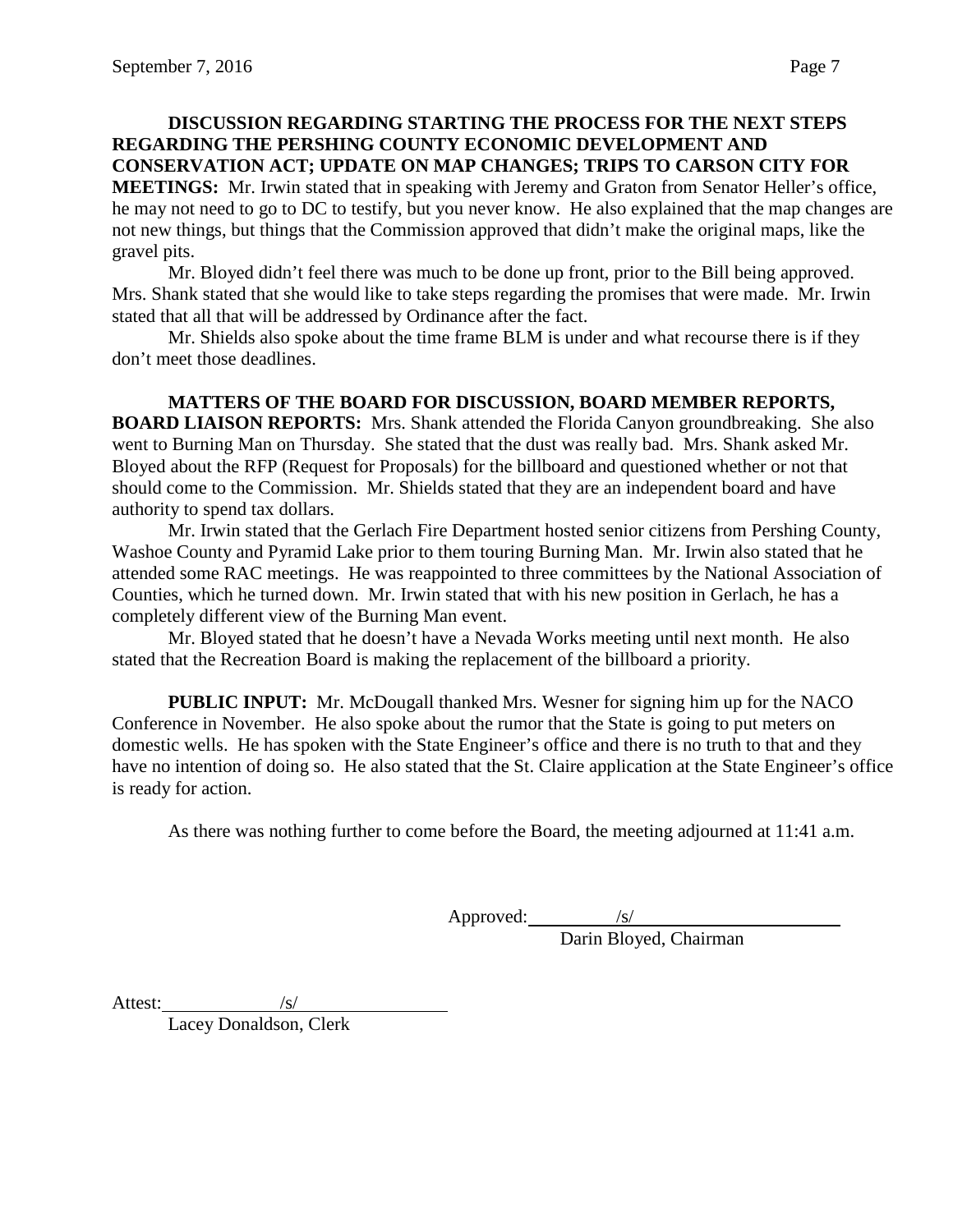**DISCUSSION REGARDING STARTING THE PROCESS FOR THE NEXT STEPS REGARDING THE PERSHING COUNTY ECONOMIC DEVELOPMENT AND CONSERVATION ACT; UPDATE ON MAP CHANGES; TRIPS TO CARSON CITY FOR MEETINGS:** Mr. Irwin stated that in speaking with Jeremy and Graton from Senator Heller's office, he may not need to go to DC to testify, but you never know. He also explained that the map changes are not new things, but things that the Commission approved that didn't make the original maps, like the gravel pits.

Mr. Bloyed didn't feel there was much to be done up front, prior to the Bill being approved. Mrs. Shank stated that she would like to take steps regarding the promises that were made. Mr. Irwin stated that all that will be addressed by Ordinance after the fact.

Mr. Shields also spoke about the time frame BLM is under and what recourse there is if they don't meet those deadlines.

**MATTERS OF THE BOARD FOR DISCUSSION, BOARD MEMBER REPORTS, BOARD LIAISON REPORTS:** Mrs. Shank attended the Florida Canyon groundbreaking. She also went to Burning Man on Thursday. She stated that the dust was really bad. Mrs. Shank asked Mr. Bloyed about the RFP (Request for Proposals) for the billboard and questioned whether or not that should come to the Commission. Mr. Shields stated that they are an independent board and have authority to spend tax dollars.

Mr. Irwin stated that the Gerlach Fire Department hosted senior citizens from Pershing County, Washoe County and Pyramid Lake prior to them touring Burning Man. Mr. Irwin also stated that he attended some RAC meetings. He was reappointed to three committees by the National Association of Counties, which he turned down. Mr. Irwin stated that with his new position in Gerlach, he has a completely different view of the Burning Man event.

Mr. Bloyed stated that he doesn't have a Nevada Works meeting until next month. He also stated that the Recreation Board is making the replacement of the billboard a priority.

**PUBLIC INPUT:** Mr. McDougall thanked Mrs. Wesner for signing him up for the NACO Conference in November. He also spoke about the rumor that the State is going to put meters on domestic wells. He has spoken with the State Engineer's office and there is no truth to that and they have no intention of doing so. He also stated that the St. Claire application at the State Engineer's office is ready for action.

As there was nothing further to come before the Board, the meeting adjourned at 11:41 a.m.

Approved: /s/
Darin Bloyed, Chairman

Attest: /s/
Lacey Donaldson, Clerk